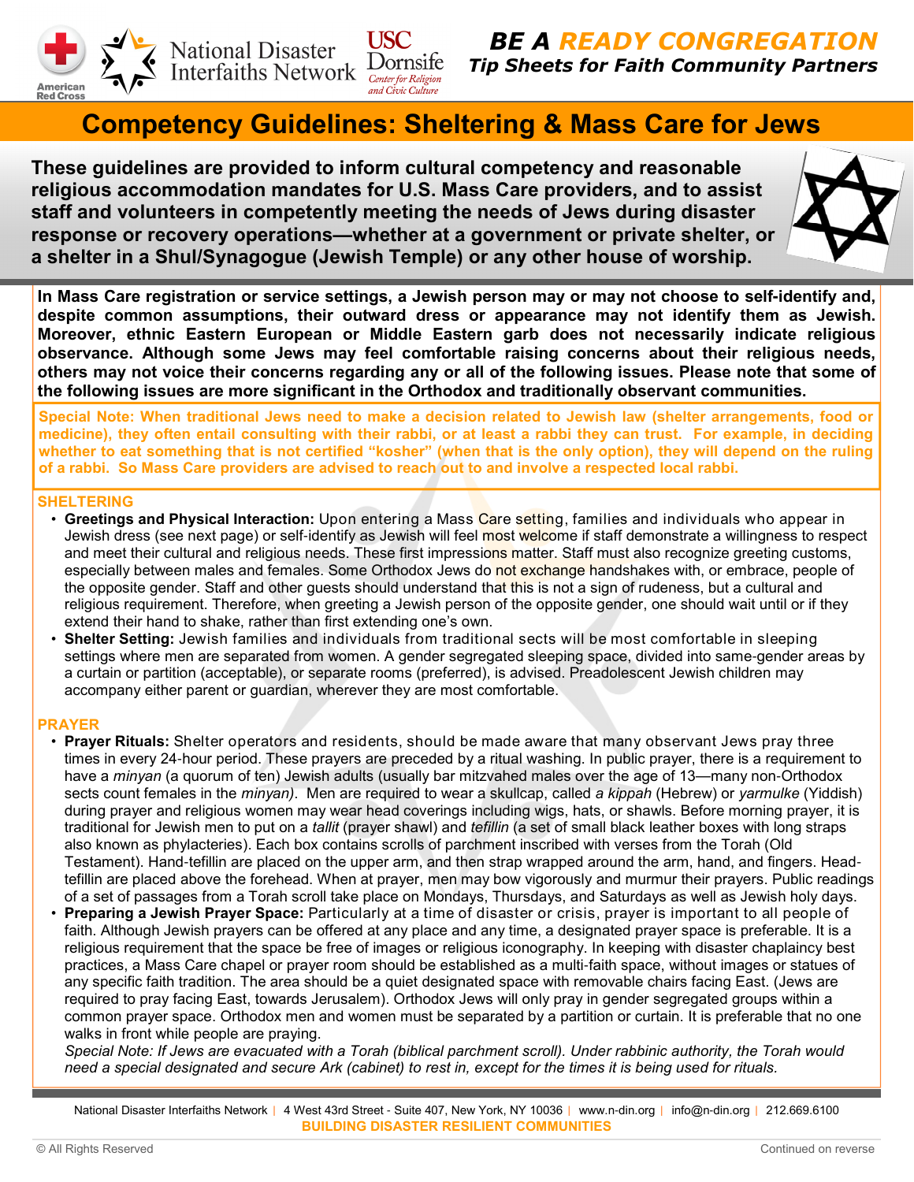**BE A READY CONGREGATION**
*Tip Sheets for Faith Community Partners*

# Competency Guidelines: Sheltering & Mass Care for Jews

**These guidelines are provided to inform cultural competency and reasonable religious accommodation mandates for U.S. Mass Care providers, and to assist staff and volunteers in competently meeting the needs of Jews during disaster response or recovery operations—whether at a government or private shelter, or a shelter in a Shul/Synagogue (Jewish Temple) or any other house of worship.**

**In Mass Care registration or service settings, a Jewish person may or may not choose to self-identify and, despite common assumptions, their outward dress or appearance may not identify them as Jewish. Moreover, ethnic Eastern European or Middle Eastern garb does not necessarily indicate religious observance. Although some Jews may feel comfortable raising concerns about their religious needs, others may not voice their concerns regarding any or all of the following issues. Please note that some of the following issues are more significant in the Orthodox and traditionally observant communities.**

**Special Note: When traditional Jews need to make a decision related to Jewish law (shelter arrangements, food or medicine), they often entail consulting with their rabbi, or at least a rabbi they can trust. For example, in deciding whether to eat something that is not certified "kosher" (when that is the only option), they will depend on the ruling of a rabbi. So Mass Care providers are advised to reach out to and involve a respected local rabbi.**

## SHELTERING

- **Greetings and Physical Interaction:** Upon entering a Mass Care setting, families and individuals who appear in Jewish dress (see next page) or self-identify as Jewish will feel most welcome if staff demonstrate a willingness to respect and meet their cultural and religious needs. These first impressions matter. Staff must also recognize greeting customs, especially between males and females. Some Orthodox Jews do not exchange handshakes with, or embrace, people of the opposite gender. Staff and other guests should understand that this is not a sign of rudeness, but a cultural and religious requirement. Therefore, when greeting a Jewish person of the opposite gender, one should wait until or if they extend their hand to shake, rather than first extending one's own.
- **Shelter Setting:** Jewish families and individuals from traditional sects will be most comfortable in sleeping settings where men are separated from women. A gender segregated sleeping space, divided into same-gender areas by a curtain or partition (acceptable), or separate rooms (preferred), is advised. Preadolescent Jewish children may accompany either parent or guardian, wherever they are most comfortable.

## PRAYER

- **Prayer Rituals:** Shelter operators and residents, should be made aware that many observant Jews pray three times in every 24-hour period. These prayers are preceded by a ritual washing. In public prayer, there is a requirement to have a *minyan* (a quorum of ten) Jewish adults (usually bar mitzvahed males over the age of 13—many non-Orthodox sects count females in the *minyan).* Men are required to wear a skullcap, called *a kippah* (Hebrew) or *yarmulke* (Yiddish) during prayer and religious women may wear head coverings including wigs, hats, or shawls. Before morning prayer, it is traditional for Jewish men to put on a *tallit* (prayer shawl) and *tefillin* (a set of small black leather boxes with long straps also known as phylacteries). Each box contains scrolls of parchment inscribed with verses from the Torah (Old Testament). Hand-tefillin are placed on the upper arm, and then strap wrapped around the arm, hand, and fingers. Head-tefillin are placed above the forehead. When at prayer, men may bow vigorously and murmur their prayers. Public readings of a set of passages from a Torah scroll take place on Mondays, Thursdays, and Saturdays as well as Jewish holy days.
- **Preparing a Jewish Prayer Space:** Particularly at a time of disaster or crisis, prayer is important to all people of faith. Although Jewish prayers can be offered at any place and any time, a designated prayer space is preferable. It is a religious requirement that the space be free of images or religious iconography. In keeping with disaster chaplaincy best practices, a Mass Care chapel or prayer room should be established as a multi-faith space, without images or statues of any specific faith tradition. The area should be a quiet designated space with removable chairs facing East. (Jews are required to pray facing East, towards Jerusalem). Orthodox Jews will only pray in gender segregated groups within a common prayer space. Orthodox men and women must be separated by a partition or curtain. It is preferable that no one walks in front while people are praying.

  *Special Note: If Jews are evacuated with a Torah (biblical parchment scroll). Under rabbinic authority, the Torah would need a special designated and secure Ark (cabinet) to rest in, except for the times it is being used for rituals.*

National Disaster Interfaiths Network | 4 West 43rd Street - Suite 407, New York, NY 10036 | www.n-din.org | info@n-din.org | 212.669.6100
**BUILDING DISASTER RESILIENT COMMUNITIES**

© All Rights Reserved — Continued on reverse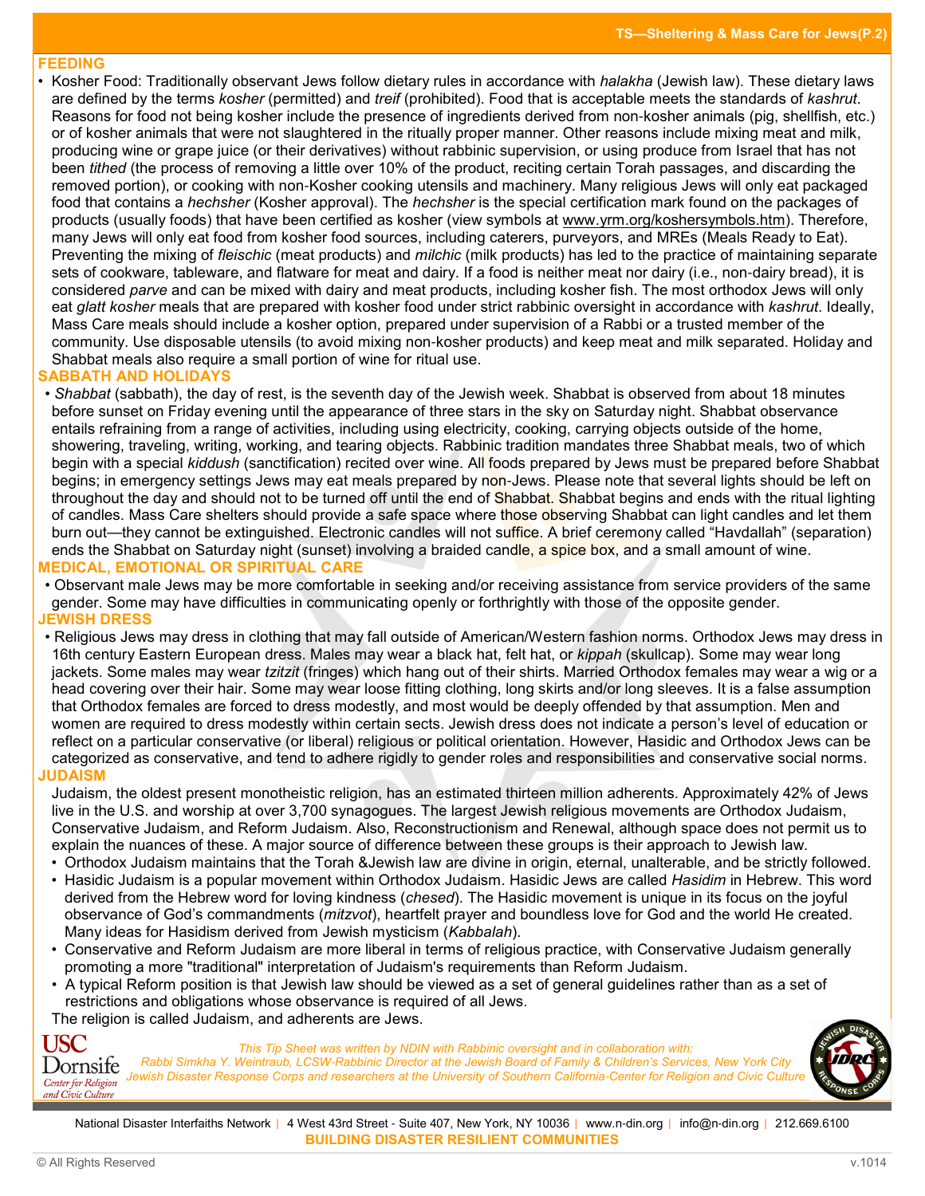## FEEDING

- Kosher Food: Traditionally observant Jews follow dietary rules in accordance with *halakha* (Jewish law). These dietary laws are defined by the terms *kosher* (permitted) and *treif* (prohibited). Food that is acceptable meets the standards of *kashrut*. Reasons for food not being kosher include the presence of ingredients derived from non-kosher animals (pig, shellfish, etc.) or of kosher animals that were not slaughtered in the ritually proper manner. Other reasons include mixing meat and milk, producing wine or grape juice (or their derivatives) without rabbinic supervision, or using produce from Israel that has not been *tithed* (the process of removing a little over 10% of the product, reciting certain Torah passages, and discarding the removed portion), or cooking with non-Kosher cooking utensils and machinery. Many religious Jews will only eat packaged food that contains a *hechsher* (Kosher approval). The *hechsher* is the special certification mark found on the packages of products (usually foods) that have been certified as kosher (view symbols at www.yrm.org/koshersymbols.htm). Therefore, many Jews will only eat food from kosher food sources, including caterers, purveyors, and MREs (Meals Ready to Eat). Preventing the mixing of *fleischic* (meat products) and *milchic* (milk products) has led to the practice of maintaining separate sets of cookware, tableware, and flatware for meat and dairy. If a food is neither meat nor dairy (i.e., non-dairy bread), it is considered *parve* and can be mixed with dairy and meat products, including kosher fish. The most orthodox Jews will only eat *glatt kosher* meals that are prepared with kosher food under strict rabbinic oversight in accordance with *kashrut*. Ideally, Mass Care meals should include a kosher option, prepared under supervision of a Rabbi or a trusted member of the community. Use disposable utensils (to avoid mixing non-kosher products) and keep meat and milk separated. Holiday and Shabbat meals also require a small portion of wine for ritual use.

## SABBATH AND HOLIDAYS

- *Shabbat* (sabbath), the day of rest, is the seventh day of the Jewish week. Shabbat is observed from about 18 minutes before sunset on Friday evening until the appearance of three stars in the sky on Saturday night. Shabbat observance entails refraining from a range of activities, including using electricity, cooking, carrying objects outside of the home, showering, traveling, writing, working, and tearing objects. Rabbinic tradition mandates three Shabbat meals, two of which begin with a special *kiddush* (sanctification) recited over wine. All foods prepared by Jews must be prepared before Shabbat begins; in emergency settings Jews may eat meals prepared by non-Jews. Please note that several lights should be left on throughout the day and should not to be turned off until the end of Shabbat. Shabbat begins and ends with the ritual lighting of candles. Mass Care shelters should provide a safe space where those observing Shabbat can light candles and let them burn out—they cannot be extinguished. Electronic candles will not suffice. A brief ceremony called "Havdallah" (separation) ends the Shabbat on Saturday night (sunset) involving a braided candle, a spice box, and a small amount of wine.

## MEDICAL, EMOTIONAL OR SPIRITUAL CARE

- Observant male Jews may be more comfortable in seeking and/or receiving assistance from service providers of the same gender. Some may have difficulties in communicating openly or forthrightly with those of the opposite gender.

## JEWISH DRESS

- Religious Jews may dress in clothing that may fall outside of American/Western fashion norms. Orthodox Jews may dress in 16th century Eastern European dress. Males may wear a black hat, felt hat, or *kippah* (skullcap). Some may wear long jackets. Some males may wear *tzitzit* (fringes) which hang out of their shirts. Married Orthodox females may wear a wig or a head covering over their hair. Some may wear loose fitting clothing, long skirts and/or long sleeves. It is a false assumption that Orthodox females are forced to dress modestly, and most would be deeply offended by that assumption. Men and women are required to dress modestly within certain sects. Jewish dress does not indicate a person's level of education or reflect on a particular conservative (or liberal) religious or political orientation. However, Hasidic and Orthodox Jews can be categorized as conservative, and tend to adhere rigidly to gender roles and responsibilities and conservative social norms.

## JUDAISM

Judaism, the oldest present monotheistic religion, has an estimated thirteen million adherents. Approximately 42% of Jews live in the U.S. and worship at over 3,700 synagogues. The largest Jewish religious movements are Orthodox Judaism, Conservative Judaism, and Reform Judaism. Also, Reconstructionism and Renewal, although space does not permit us to explain the nuances of these. A major source of difference between these groups is their approach to Jewish law.

- Orthodox Judaism maintains that the Torah &Jewish law are divine in origin, eternal, unalterable, and be strictly followed.
- Hasidic Judaism is a popular movement within Orthodox Judaism. Hasidic Jews are called *Hasidim* in Hebrew. This word derived from the Hebrew word for loving kindness (*chesed*). The Hasidic movement is unique in its focus on the joyful observance of God's commandments (*mitzvot*), heartfelt prayer and boundless love for God and the world He created. Many ideas for Hasidism derived from Jewish mysticism (*Kabbalah*).
- Conservative and Reform Judaism are more liberal in terms of religious practice, with Conservative Judaism generally promoting a more "traditional" interpretation of Judaism's requirements than Reform Judaism.
- A typical Reform position is that Jewish law should be viewed as a set of general guidelines rather than as a set of restrictions and obligations whose observance is required of all Jews.

The religion is called Judaism, and adherents are Jews.

*This Tip Sheet was written by NDIN with Rabbinic oversight and in collaboration with: Rabbi Simkha Y. Weintraub, LCSW-Rabbinic Director at the Jewish Board of Family & Children's Services, New York City Jewish Disaster Response Corps and researchers at the University of Southern California-Center for Religion and Civic Culture*

National Disaster Interfaiths Network | 4 West 43rd Street - Suite 407, New York, NY 10036 | www.n-din.org | info@n-din.org | 212.669.6100

**BUILDING DISASTER RESILIENT COMMUNITIES**